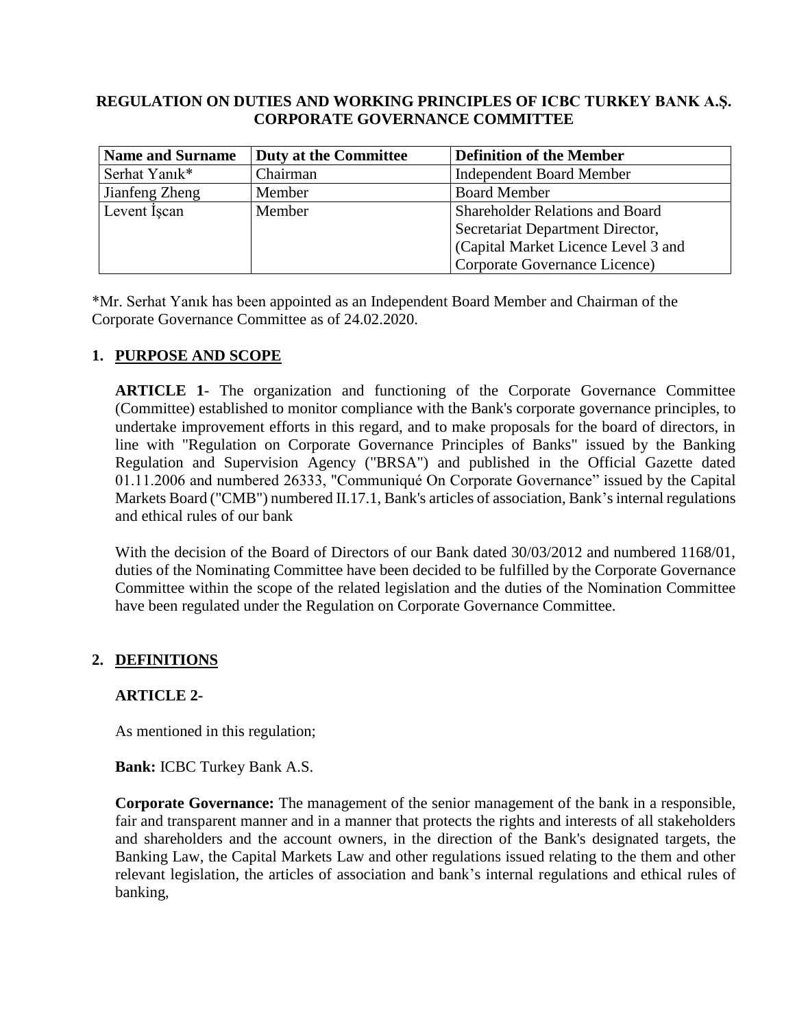# REGULATION ON DUTIES AND WORKING PRINCIPLES OF ICBC TURKEY BANK A.Ş. CORPORATE GOVERNANCE COMMITTEE

| Name and Surname | Duty at the Committee | Definition of the Member |
| --- | --- | --- |
| Serhat Yanık* | Chairman | Independent Board Member |
| Jianfeng Zheng | Member | Board Member |
| Levent İşcan | Member | Shareholder Relations and Board Secretariat Department Director, (Capital Market Licence Level 3 and Corporate Governance Licence) |

*Mr. Serhat Yanık has been appointed as an Independent Board Member and Chairman of the Corporate Governance Committee as of 24.02.2020.

## 1. PURPOSE AND SCOPE

**ARTICLE 1**- The organization and functioning of the Corporate Governance Committee (Committee) established to monitor compliance with the Bank's corporate governance principles, to undertake improvement efforts in this regard, and to make proposals for the board of directors, in line with "Regulation on Corporate Governance Principles of Banks" issued by the Banking Regulation and Supervision Agency ("BRSA") and published in the Official Gazette dated 01.11.2006 and numbered 26333, "Communiqué On Corporate Governance" issued by the Capital Markets Board ("CMB") numbered II.17.1, Bank's articles of association, Bank's internal regulations and ethical rules of our bank

With the decision of the Board of Directors of our Bank dated 30/03/2012 and numbered 1168/01, duties of the Nominating Committee have been decided to be fulfilled by the Corporate Governance Committee within the scope of the related legislation and the duties of the Nomination Committee have been regulated under the Regulation on Corporate Governance Committee.

## 2. DEFINITIONS

**ARTICLE 2-**

As mentioned in this regulation;

**Bank:** ICBC Turkey Bank A.S.

**Corporate Governance:** The management of the senior management of the bank in a responsible, fair and transparent manner and in a manner that protects the rights and interests of all stakeholders and shareholders and the account owners, in the direction of the Bank's designated targets, the Banking Law, the Capital Markets Law and other regulations issued relating to the them and other relevant legislation, the articles of association and bank's internal regulations and ethical rules of banking,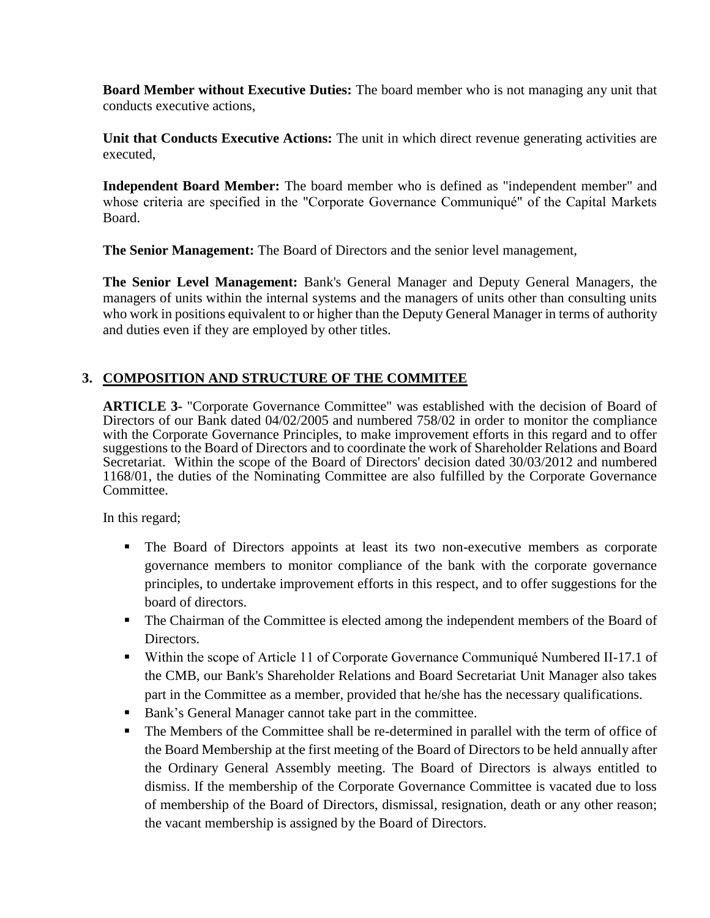**Board Member without Executive Duties:** The board member who is not managing any unit that conducts executive actions,

**Unit that Conducts Executive Actions:** The unit in which direct revenue generating activities are executed,

**Independent Board Member:** The board member who is defined as "independent member" and whose criteria are specified in the "Corporate Governance Communiqué" of the Capital Markets Board.

**The Senior Management:** The Board of Directors and the senior level management,

**The Senior Level Management:** Bank's General Manager and Deputy General Managers, the managers of units within the internal systems and the managers of units other than consulting units who work in positions equivalent to or higher than the Deputy General Manager in terms of authority and duties even if they are employed by other titles.

## 3. COMPOSITION AND STRUCTURE OF THE COMMITEE

**ARTICLE 3-** "Corporate Governance Committee" was established with the decision of Board of Directors of our Bank dated 04/02/2005 and numbered 758/02 in order to monitor the compliance with the Corporate Governance Principles, to make improvement efforts in this regard and to offer suggestions to the Board of Directors and to coordinate the work of Shareholder Relations and Board Secretariat. Within the scope of the Board of Directors' decision dated 30/03/2012 and numbered 1168/01, the duties of the Nominating Committee are also fulfilled by the Corporate Governance Committee.

In this regard;

- The Board of Directors appoints at least its two non-executive members as corporate governance members to monitor compliance of the bank with the corporate governance principles, to undertake improvement efforts in this respect, and to offer suggestions for the board of directors.
- The Chairman of the Committee is elected among the independent members of the Board of Directors.
- Within the scope of Article 11 of Corporate Governance Communiqué Numbered II-17.1 of the CMB, our Bank's Shareholder Relations and Board Secretariat Unit Manager also takes part in the Committee as a member, provided that he/she has the necessary qualifications.
- Bank's General Manager cannot take part in the committee.
- The Members of the Committee shall be re-determined in parallel with the term of office of the Board Membership at the first meeting of the Board of Directors to be held annually after the Ordinary General Assembly meeting. The Board of Directors is always entitled to dismiss. If the membership of the Corporate Governance Committee is vacated due to loss of membership of the Board of Directors, dismissal, resignation, death or any other reason; the vacant membership is assigned by the Board of Directors.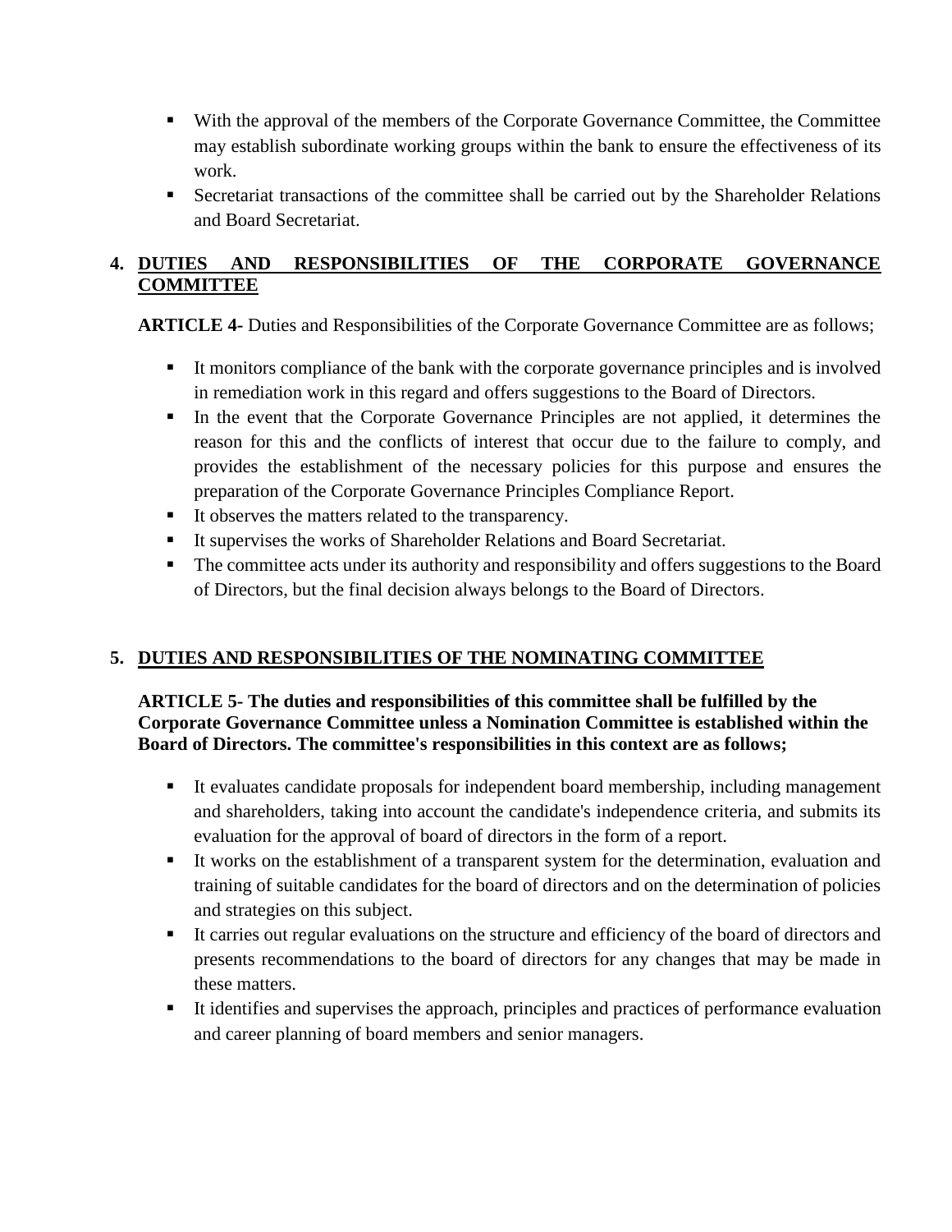- With the approval of the members of the Corporate Governance Committee, the Committee may establish subordinate working groups within the bank to ensure the effectiveness of its work.
- Secretariat transactions of the committee shall be carried out by the Shareholder Relations and Board Secretariat.

## 4. DUTIES AND RESPONSIBILITIES OF THE CORPORATE GOVERNANCE COMMITTEE

**ARTICLE 4-** Duties and Responsibilities of the Corporate Governance Committee are as follows;

- It monitors compliance of the bank with the corporate governance principles and is involved in remediation work in this regard and offers suggestions to the Board of Directors.
- In the event that the Corporate Governance Principles are not applied, it determines the reason for this and the conflicts of interest that occur due to the failure to comply, and provides the establishment of the necessary policies for this purpose and ensures the preparation of the Corporate Governance Principles Compliance Report.
- It observes the matters related to the transparency.
- It supervises the works of Shareholder Relations and Board Secretariat.
- The committee acts under its authority and responsibility and offers suggestions to the Board of Directors, but the final decision always belongs to the Board of Directors.

## 5. DUTIES AND RESPONSIBILITIES OF THE NOMINATING COMMITTEE

**ARTICLE 5- The duties and responsibilities of this committee shall be fulfilled by the Corporate Governance Committee unless a Nomination Committee is established within the Board of Directors. The committee's responsibilities in this context are as follows;**

- It evaluates candidate proposals for independent board membership, including management and shareholders, taking into account the candidate's independence criteria, and submits its evaluation for the approval of board of directors in the form of a report.
- It works on the establishment of a transparent system for the determination, evaluation and training of suitable candidates for the board of directors and on the determination of policies and strategies on this subject.
- It carries out regular evaluations on the structure and efficiency of the board of directors and presents recommendations to the board of directors for any changes that may be made in these matters.
- It identifies and supervises the approach, principles and practices of performance evaluation and career planning of board members and senior managers.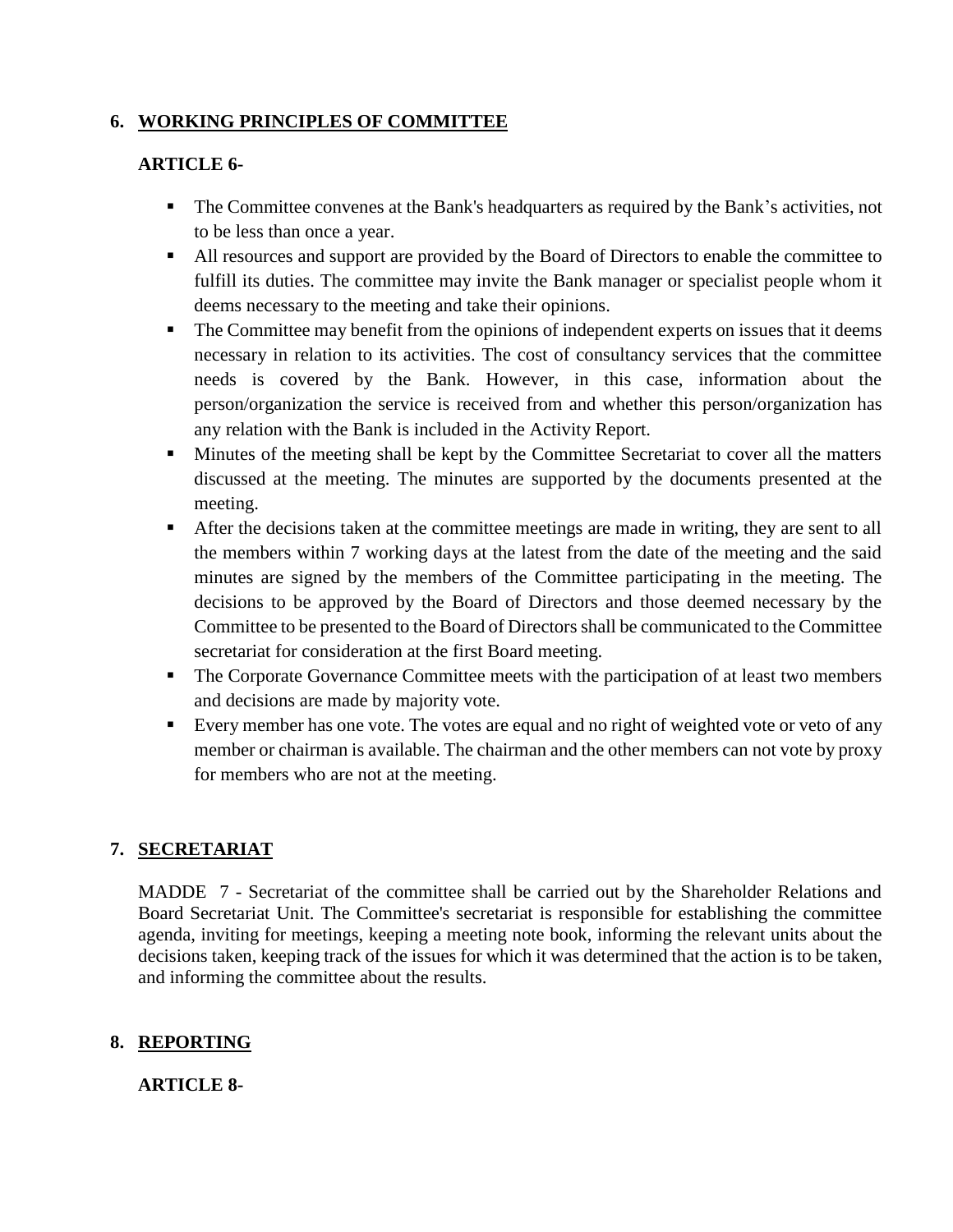## 6. WORKING PRINCIPLES OF COMMITTEE

**ARTICLE 6-**

- The Committee convenes at the Bank's headquarters as required by the Bank's activities, not to be less than once a year.
- All resources and support are provided by the Board of Directors to enable the committee to fulfill its duties. The committee may invite the Bank manager or specialist people whom it deems necessary to the meeting and take their opinions.
- The Committee may benefit from the opinions of independent experts on issues that it deems necessary in relation to its activities. The cost of consultancy services that the committee needs is covered by the Bank. However, in this case, information about the person/organization the service is received from and whether this person/organization has any relation with the Bank is included in the Activity Report.
- Minutes of the meeting shall be kept by the Committee Secretariat to cover all the matters discussed at the meeting. The minutes are supported by the documents presented at the meeting.
- After the decisions taken at the committee meetings are made in writing, they are sent to all the members within 7 working days at the latest from the date of the meeting and the said minutes are signed by the members of the Committee participating in the meeting. The decisions to be approved by the Board of Directors and those deemed necessary by the Committee to be presented to the Board of Directors shall be communicated to the Committee secretariat for consideration at the first Board meeting.
- The Corporate Governance Committee meets with the participation of at least two members and decisions are made by majority vote.
- Every member has one vote. The votes are equal and no right of weighted vote or veto of any member or chairman is available. The chairman and the other members can not vote by proxy for members who are not at the meeting.

## 7. SECRETARIAT

MADDE 7 - Secretariat of the committee shall be carried out by the Shareholder Relations and Board Secretariat Unit. The Committee's secretariat is responsible for establishing the committee agenda, inviting for meetings, keeping a meeting note book, informing the relevant units about the decisions taken, keeping track of the issues for which it was determined that the action is to be taken, and informing the committee about the results.

## 8. REPORTING

**ARTICLE 8-**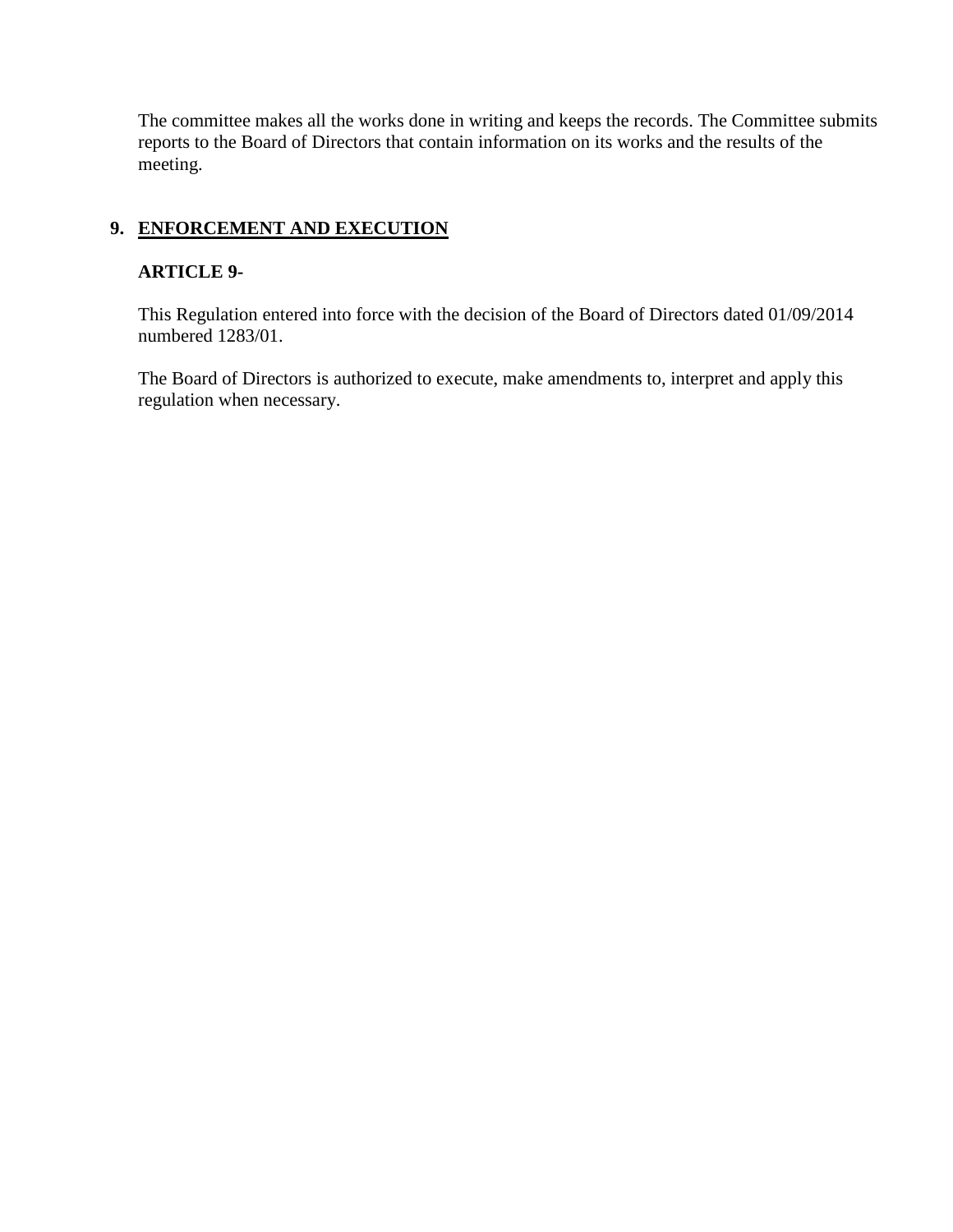The committee makes all the works done in writing and keeps the records. The Committee submits reports to the Board of Directors that contain information on its works and the results of the meeting.

## 9. ENFORCEMENT AND EXECUTION

**ARTICLE 9-**

This Regulation entered into force with the decision of the Board of Directors dated 01/09/2014 numbered 1283/01.

The Board of Directors is authorized to execute, make amendments to, interpret and apply this regulation when necessary.